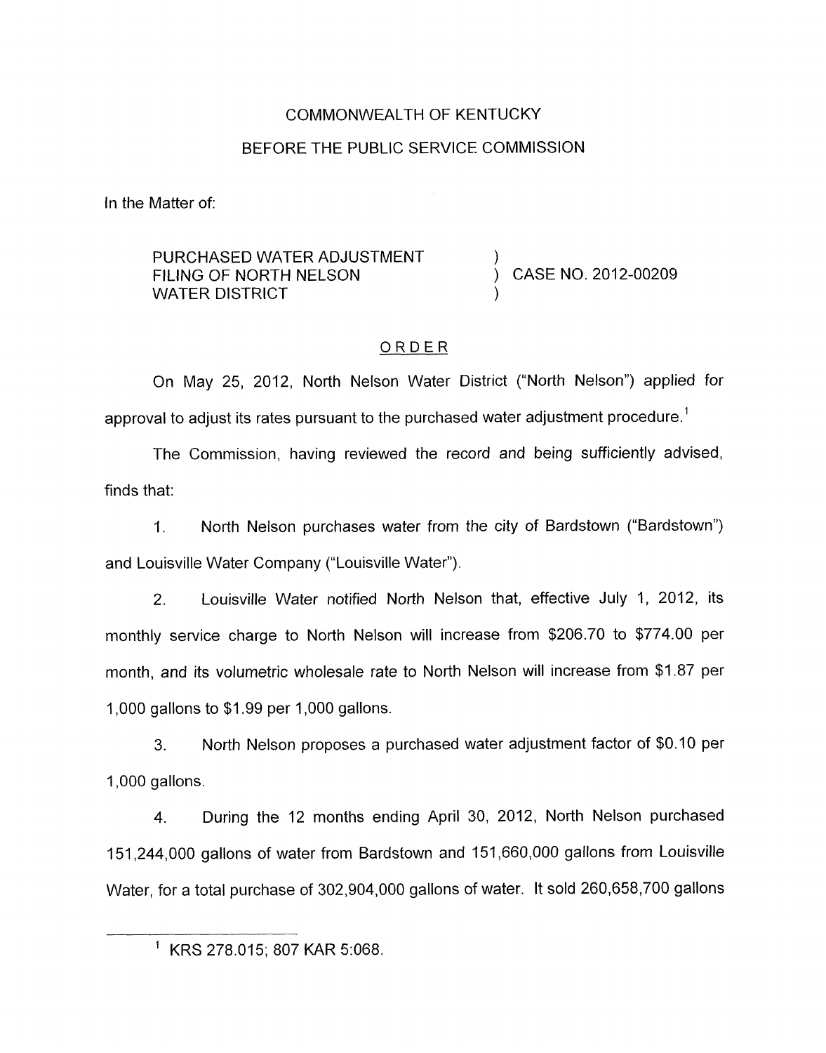COMMONWEALTH OF KENTUCKY

BEFORE THE PUBLIC SERVICE COMMISSION

In the Matter of:

PURCHASED WATER ADJUSTMENT FILING OF NORTH NELSON WATER DISTRICT ) CASE NO. 2012-00209

ORDER

On May 25, 2012, North Nelson Water District ("North Nelson") applied for approval to adjust its rates pursuant to the purchased water adjustment procedure.[1]

The Commission, having reviewed the record and being sufficiently advised, finds that:

1. North Nelson purchases water from the city of Bardstown ("Bardstown") and Louisville Water Company ("Louisville Water").

2. Louisville Water notified North Nelson that, effective July 1, 2012, its monthly service charge to North Nelson will increase from $206.70 to $774.00 per month, and its volumetric wholesale rate to North Nelson will increase from $1.87 per 1,000 gallons to $1.99 per 1,000 gallons.

3. North Nelson proposes a purchased water adjustment factor of $0.10 per 1,000 gallons.

4. During the 12 months ending April 30, 2012, North Nelson purchased 151,244,000 gallons of water from Bardstown and 151,660,000 gallons from Louisville Water, for a total purchase of 302,904,000 gallons of water. It sold 260,658,700 gallons

[1] KRS 278.015; 807 KAR 5:068.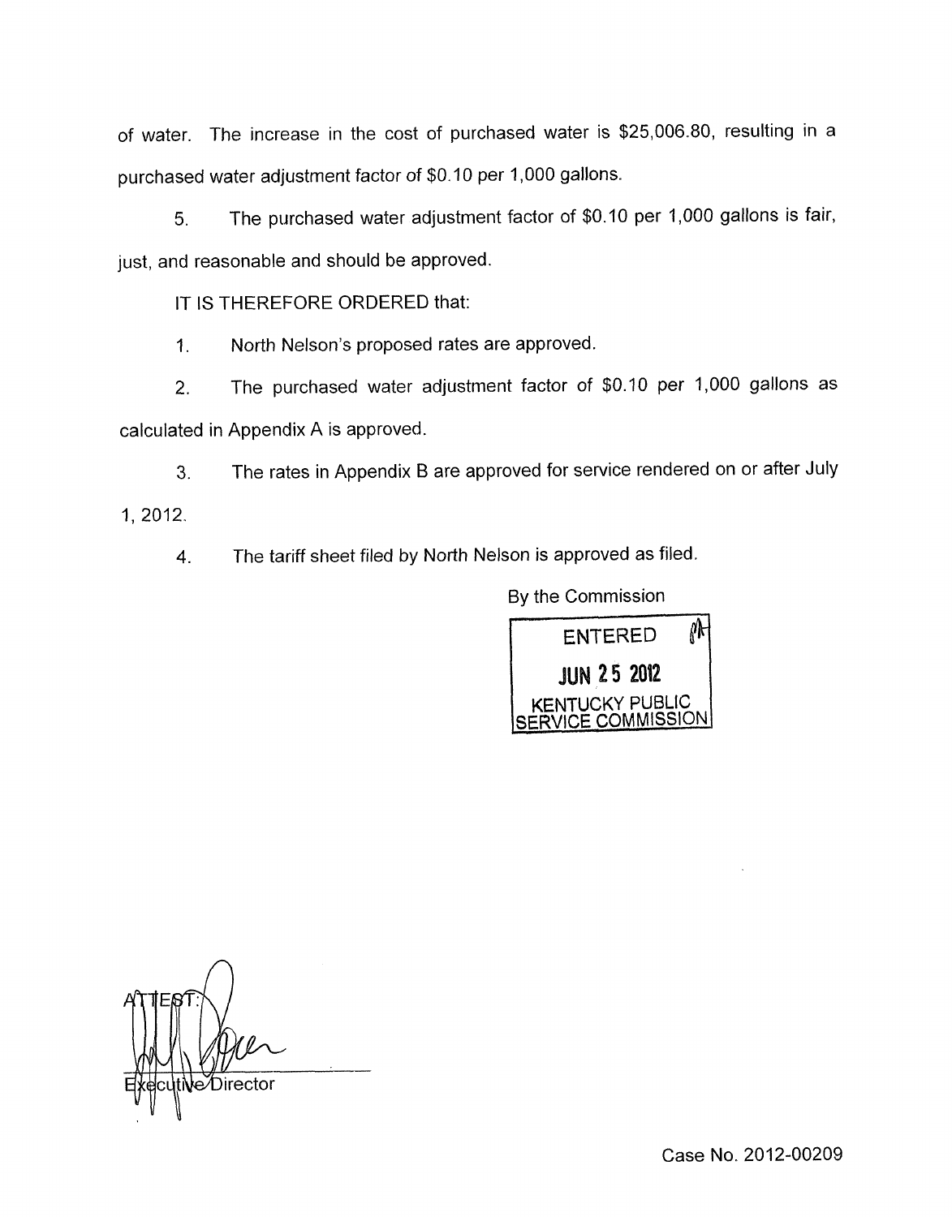of water. The increase in the cost of purchased water is $25,006.80, resulting in a purchased water adjustment factor of $0.10 per 1,000 gallons.

5. The purchased water adjustment factor of $0.10 per 1,000 gallons is fair, just, and reasonable and should be approved.

IT IS THEREFORE ORDERED that:

1. North Nelson's proposed rates are approved.

2. The purchased water adjustment factor of $0.10 per 1,000 gallons as calculated in Appendix A is approved.

3. The rates in Appendix B are approved for service rendered on or after July 1, 2012.

4. The tariff sheet filed by North Nelson is approved as filed.

By the Commission

ENTERED
JUN 25 2012
KENTUCKY PUBLIC SERVICE COMMISSION

ATTEST:

Executive Director

Case No. 2012-00209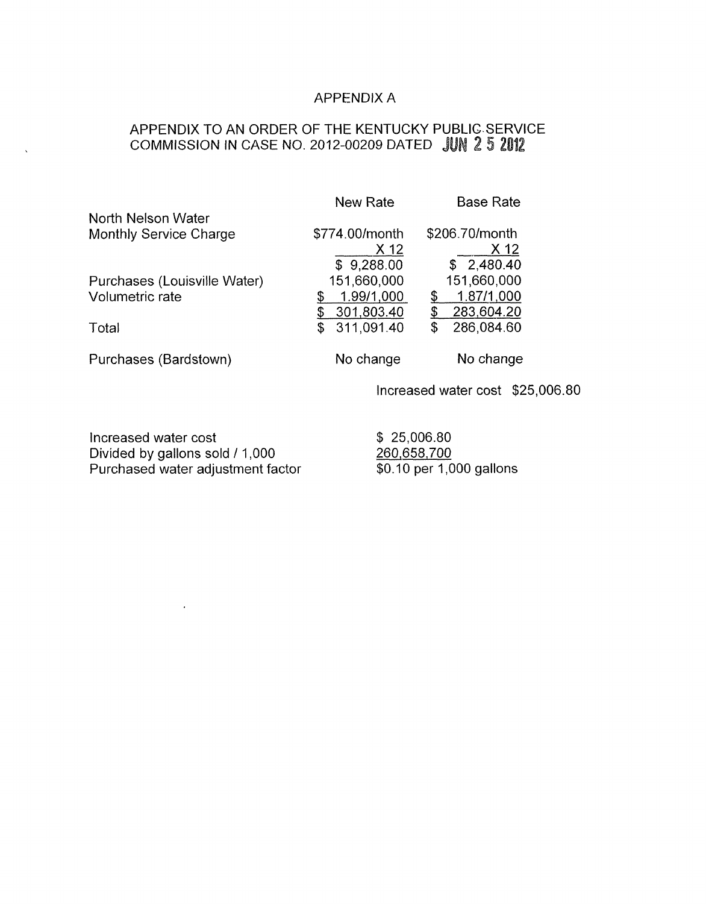# APPENDIX A

## APPENDIX TO AN ORDER OF THE KENTUCKY PUBLIC SERVICE COMMISSION IN CASE NO. 2012-00209 DATED JUN 25 2012

| | New Rate | Base Rate |
|---|---|---|
| North Nelson Water | | |
| Monthly Service Charge | \$774.00/month | \$206.70/month |
| | X 12 | X 12 |
| | \$ 9,288.00 | \$ 2,480.40 |
| Purchases (Louisville Water) | 151,660,000 | 151,660,000 |
| Volumetric rate | \$ 1.99/1,000 | \$ 1.87/1,000 |
| | \$ 301,803.40 | \$ 283,604.20 |
| Total | \$ 311,091.40 | \$ 286,084.60 |
| Purchases (Bardstown) | No change | No change |

Increased water cost \$25,006.80

| | |
|---|---|
| Increased water cost | \$ 25,006.80 |
| Divided by gallons sold / 1,000 | 260,658,700 |
| Purchased water adjustment factor | \$0.10 per 1,000 gallons |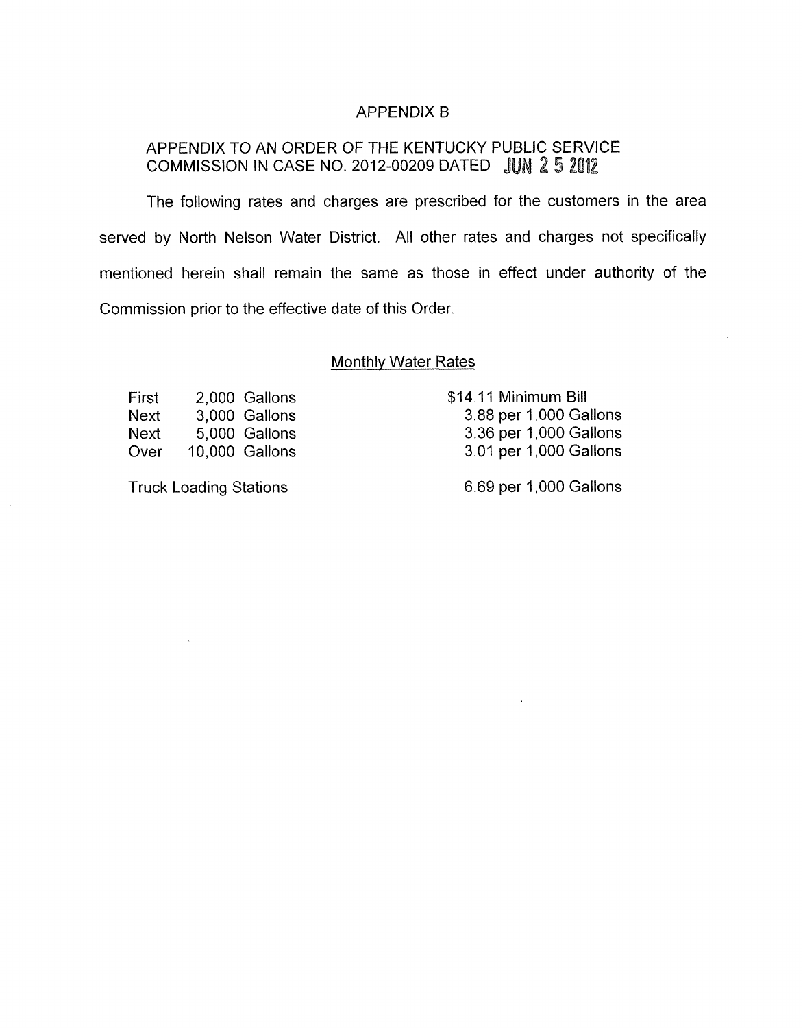# APPENDIX B

## APPENDIX TO AN ORDER OF THE KENTUCKY PUBLIC SERVICE COMMISSION IN CASE NO. 2012-00209 DATED JUN 25 2012

The following rates and charges are prescribed for the customers in the area served by North Nelson Water District. All other rates and charges not specifically mentioned herein shall remain the same as those in effect under authority of the Commission prior to the effective date of this Order.

### Monthly Water Rates

| | | |
|---|---|---|
| First | 2,000 Gallons | $14.11 Minimum Bill |
| Next | 3,000 Gallons | 3.88 per 1,000 Gallons |
| Next | 5,000 Gallons | 3.36 per 1,000 Gallons |
| Over | 10,000 Gallons | 3.01 per 1,000 Gallons |
| Truck Loading Stations | | 6.69 per 1,000 Gallons |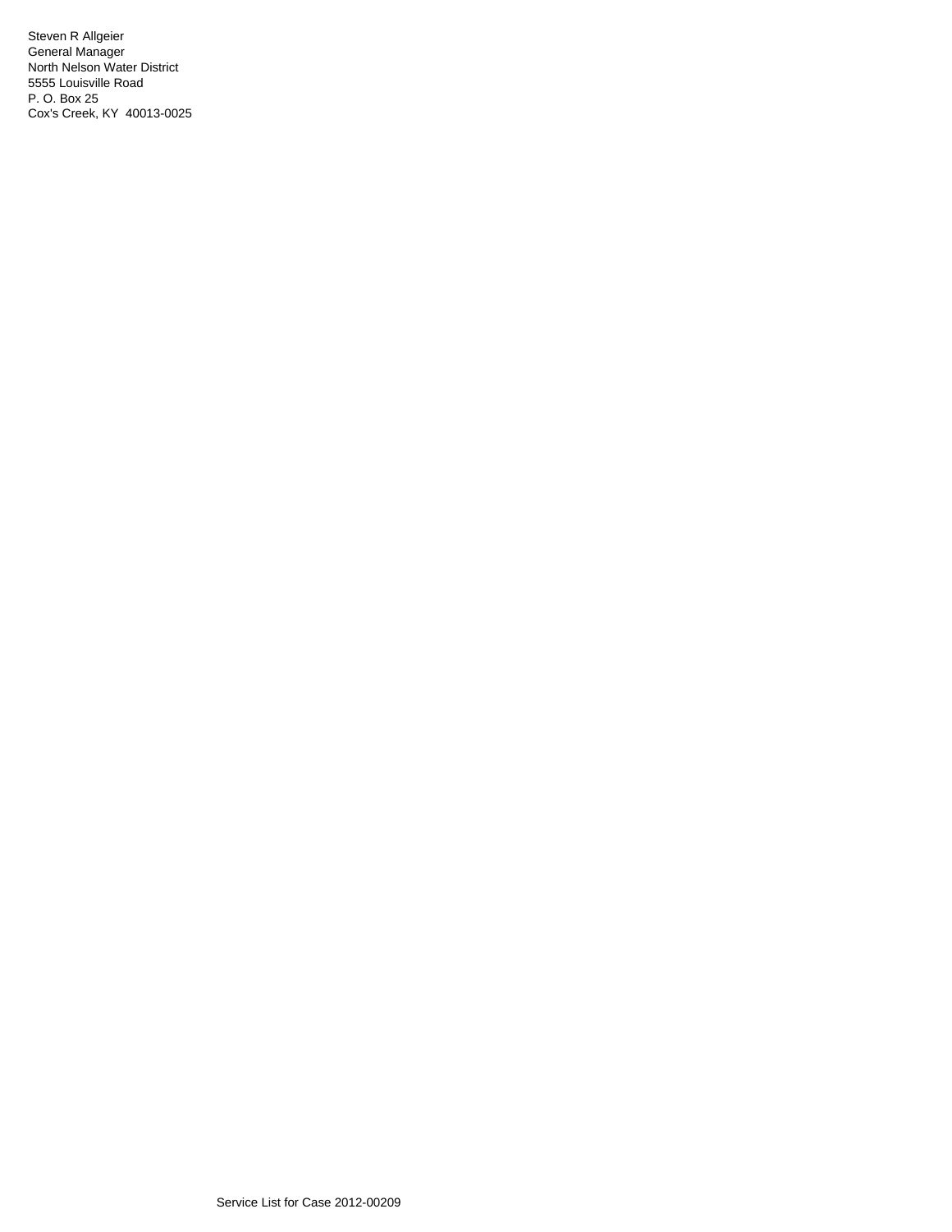Steven R Allgeier
General Manager
North Nelson Water District
5555 Louisville Road
P. O. Box 25
Cox's Creek, KY  40013-0025